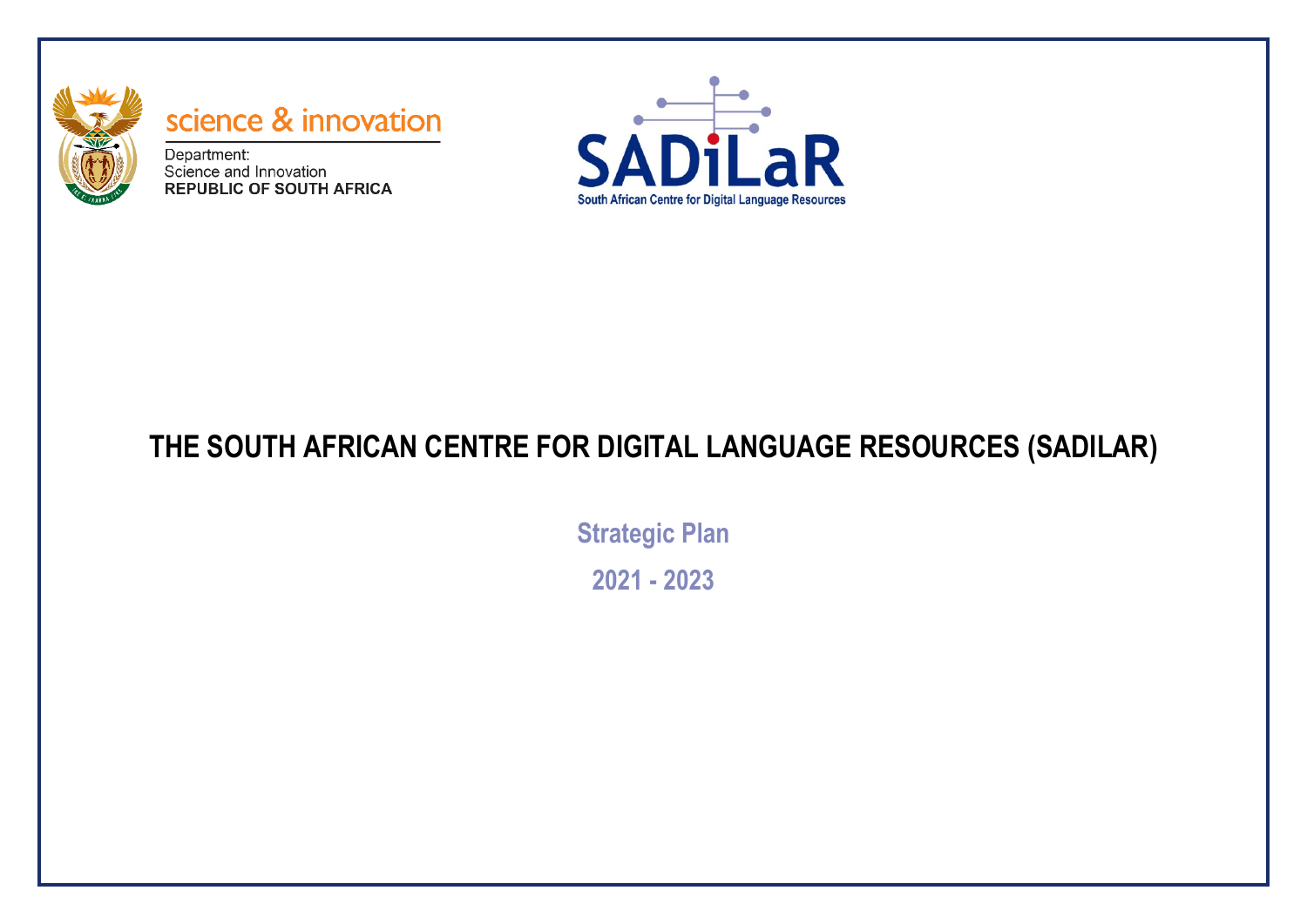science & innovation

Department:
Science and Innovation
**REPUBLIC OF SOUTH AFRICA**

SADiLaR

South African Centre for Digital Language Resources

# THE SOUTH AFRICAN CENTRE FOR DIGITAL LANGUAGE RESOURCES (SADILAR)

## Strategic Plan

## 2021 - 2023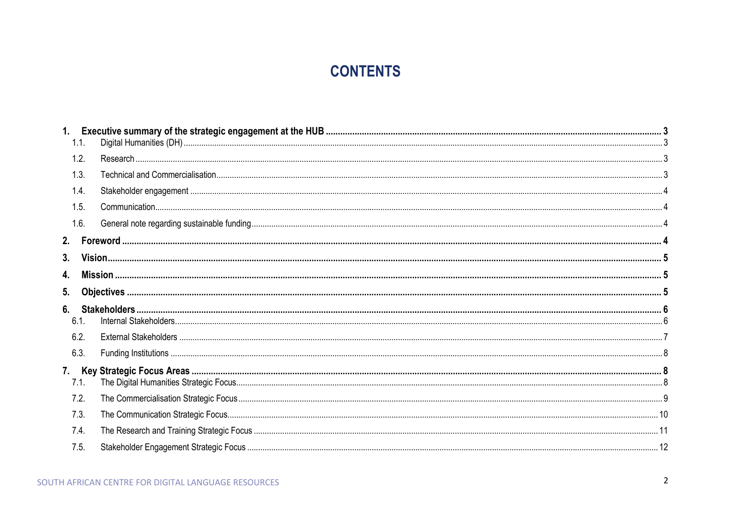# CONTENTS

**1. Executive summary of the strategic engagement at the HUB** ..... **3**

- 1.1. Digital Humanities (DH) ..... 3
- 1.2. Research ..... 3
- 1.3. Technical and Commercialisation ..... 3
- 1.4. Stakeholder engagement ..... 4
- 1.5. Communication ..... 4
- 1.6. General note regarding sustainable funding ..... 4

**2. Foreword** ..... **4**

**3. Vision** ..... **5**

**4. Mission** ..... **5**

**5. Objectives** ..... **5**

**6. Stakeholders** ..... **6**

- 6.1. Internal Stakeholders ..... 6
- 6.2. External Stakeholders ..... 7
- 6.3. Funding Institutions ..... 8

**7. Key Strategic Focus Areas** ..... **8**

- 7.1. The Digital Humanities Strategic Focus ..... 8
- 7.2. The Commercialisation Strategic Focus ..... 9
- 7.3. The Communication Strategic Focus ..... 10
- 7.4. The Research and Training Strategic Focus ..... 11
- 7.5. Stakeholder Engagement Strategic Focus ..... 12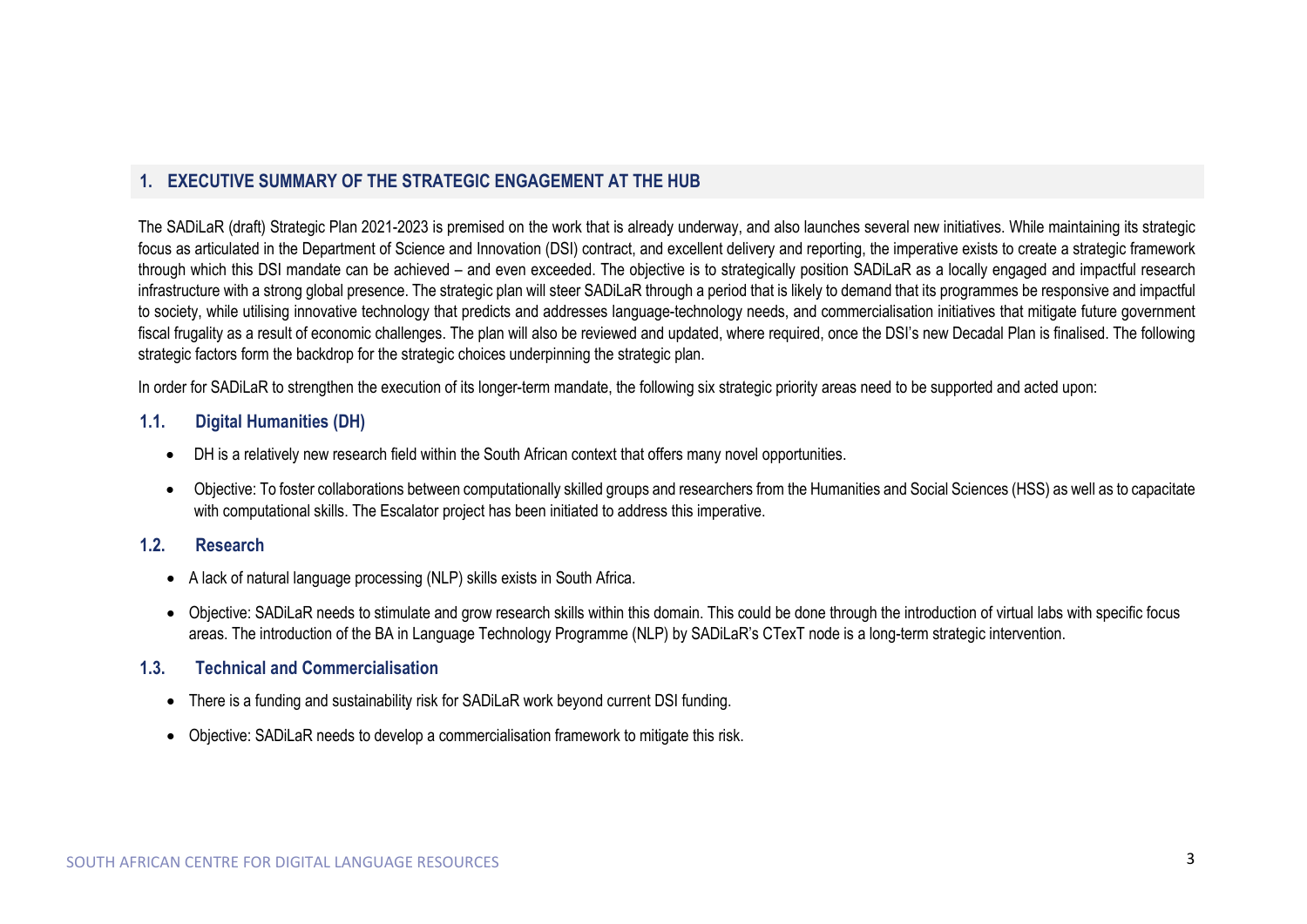## 1. EXECUTIVE SUMMARY OF THE STRATEGIC ENGAGEMENT AT THE HUB

The SADiLaR (draft) Strategic Plan 2021-2023 is premised on the work that is already underway, and also launches several new initiatives. While maintaining its strategic focus as articulated in the Department of Science and Innovation (DSI) contract, and excellent delivery and reporting, the imperative exists to create a strategic framework through which this DSI mandate can be achieved – and even exceeded. The objective is to strategically position SADiLaR as a locally engaged and impactful research infrastructure with a strong global presence. The strategic plan will steer SADiLaR through a period that is likely to demand that its programmes be responsive and impactful to society, while utilising innovative technology that predicts and addresses language-technology needs, and commercialisation initiatives that mitigate future government fiscal frugality as a result of economic challenges. The plan will also be reviewed and updated, where required, once the DSI's new Decadal Plan is finalised. The following strategic factors form the backdrop for the strategic choices underpinning the strategic plan.

In order for SADiLaR to strengthen the execution of its longer-term mandate, the following six strategic priority areas need to be supported and acted upon:

### 1.1. Digital Humanities (DH)

- DH is a relatively new research field within the South African context that offers many novel opportunities.
- Objective: To foster collaborations between computationally skilled groups and researchers from the Humanities and Social Sciences (HSS) as well as to capacitate with computational skills. The Escalator project has been initiated to address this imperative.

### 1.2. Research

- A lack of natural language processing (NLP) skills exists in South Africa.
- Objective: SADiLaR needs to stimulate and grow research skills within this domain. This could be done through the introduction of virtual labs with specific focus areas. The introduction of the BA in Language Technology Programme (NLP) by SADiLaR's CTexT node is a long-term strategic intervention.

### 1.3. Technical and Commercialisation

- There is a funding and sustainability risk for SADiLaR work beyond current DSI funding.
- Objective: SADiLaR needs to develop a commercialisation framework to mitigate this risk.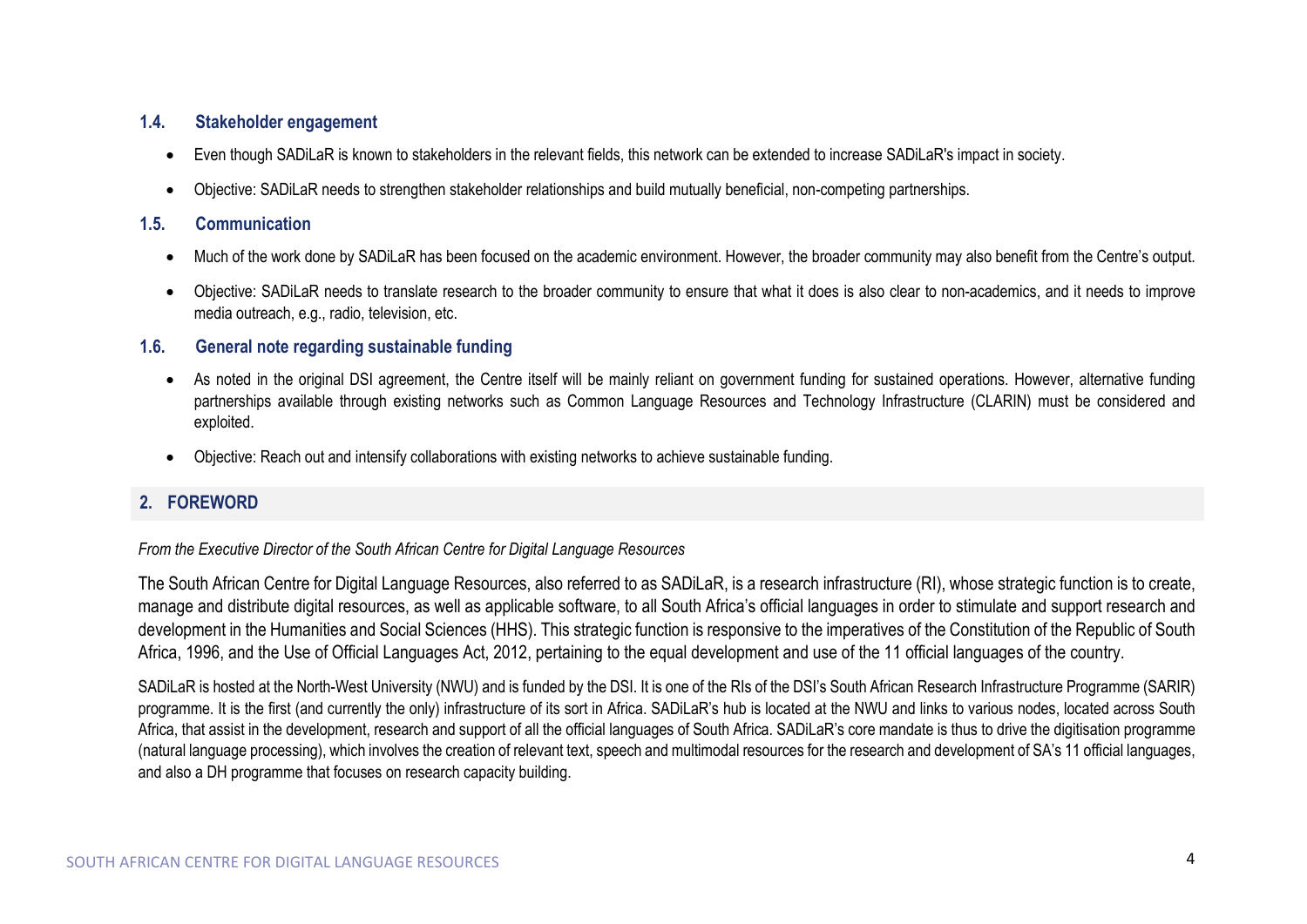### 1.4. Stakeholder engagement

- Even though SADiLaR is known to stakeholders in the relevant fields, this network can be extended to increase SADiLaR's impact in society.
- Objective: SADiLaR needs to strengthen stakeholder relationships and build mutually beneficial, non-competing partnerships.

### 1.5. Communication

- Much of the work done by SADiLaR has been focused on the academic environment. However, the broader community may also benefit from the Centre's output.
- Objective: SADiLaR needs to translate research to the broader community to ensure that what it does is also clear to non-academics, and it needs to improve media outreach, e.g., radio, television, etc.

### 1.6. General note regarding sustainable funding

- As noted in the original DSI agreement, the Centre itself will be mainly reliant on government funding for sustained operations. However, alternative funding partnerships available through existing networks such as Common Language Resources and Technology Infrastructure (CLARIN) must be considered and exploited.
- Objective: Reach out and intensify collaborations with existing networks to achieve sustainable funding.

## 2. FOREWORD

*From the Executive Director of the South African Centre for Digital Language Resources*

The South African Centre for Digital Language Resources, also referred to as SADiLaR, is a research infrastructure (RI), whose strategic function is to create, manage and distribute digital resources, as well as applicable software, to all South Africa's official languages in order to stimulate and support research and development in the Humanities and Social Sciences (HHS). This strategic function is responsive to the imperatives of the Constitution of the Republic of South Africa, 1996, and the Use of Official Languages Act, 2012, pertaining to the equal development and use of the 11 official languages of the country.

SADiLaR is hosted at the North-West University (NWU) and is funded by the DSI. It is one of the RIs of the DSI's South African Research Infrastructure Programme (SARIR) programme. It is the first (and currently the only) infrastructure of its sort in Africa. SADiLaR's hub is located at the NWU and links to various nodes, located across South Africa, that assist in the development, research and support of all the official languages of South Africa. SADiLaR's core mandate is thus to drive the digitisation programme (natural language processing), which involves the creation of relevant text, speech and multimodal resources for the research and development of SA's 11 official languages, and also a DH programme that focuses on research capacity building.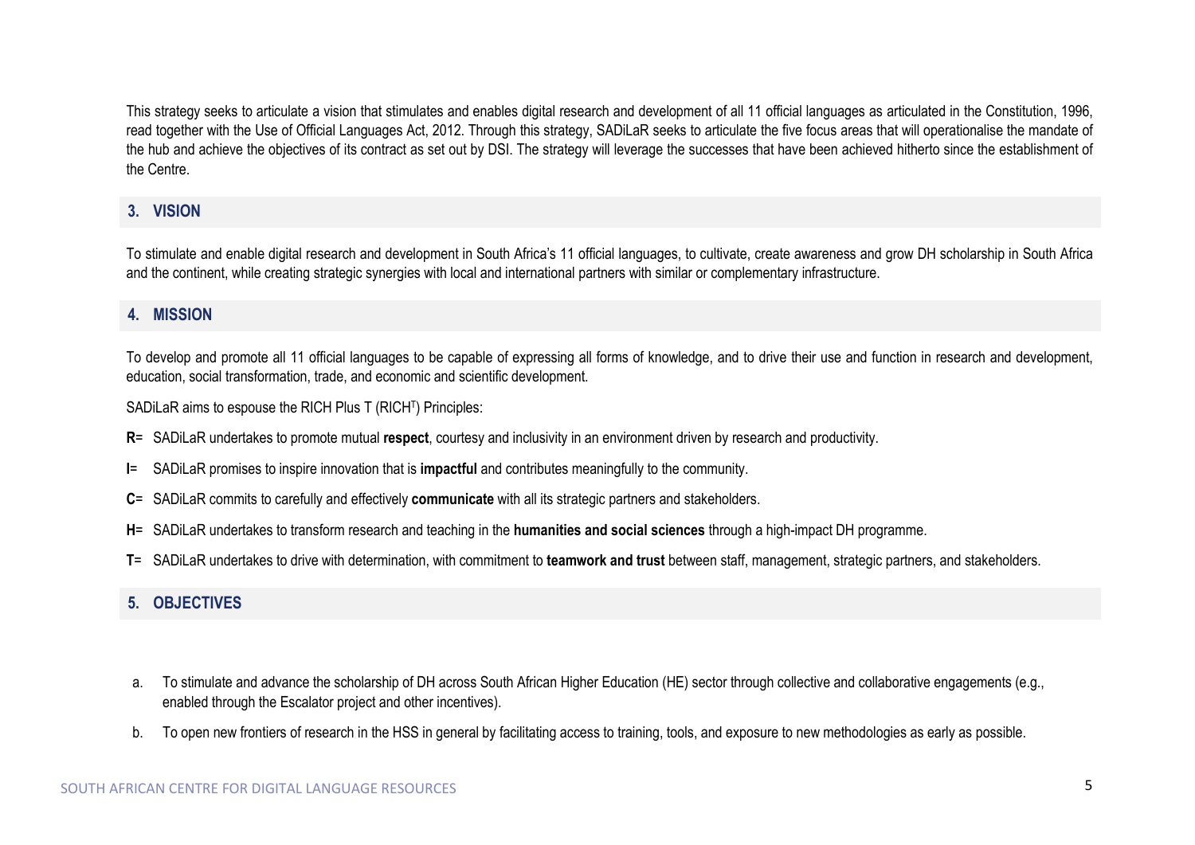This strategy seeks to articulate a vision that stimulates and enables digital research and development of all 11 official languages as articulated in the Constitution, 1996, read together with the Use of Official Languages Act, 2012. Through this strategy, SADiLaR seeks to articulate the five focus areas that will operationalise the mandate of the hub and achieve the objectives of its contract as set out by DSI. The strategy will leverage the successes that have been achieved hitherto since the establishment of the Centre.

## 3. VISION

To stimulate and enable digital research and development in South Africa's 11 official languages, to cultivate, create awareness and grow DH scholarship in South Africa and the continent, while creating strategic synergies with local and international partners with similar or complementary infrastructure.

## 4. MISSION

To develop and promote all 11 official languages to be capable of expressing all forms of knowledge, and to drive their use and function in research and development, education, social transformation, trade, and economic and scientific development.

SADiLaR aims to espouse the RICH Plus T (RICH$^{T}$) Principles:

**R**= SADiLaR undertakes to promote mutual **respect**, courtesy and inclusivity in an environment driven by research and productivity.

**I**= SADiLaR promises to inspire innovation that is **impactful** and contributes meaningfully to the community.

**C**= SADiLaR commits to carefully and effectively **communicate** with all its strategic partners and stakeholders.

**H**= SADiLaR undertakes to transform research and teaching in the **humanities and social sciences** through a high-impact DH programme.

**T**= SADiLaR undertakes to drive with determination, with commitment to **teamwork and trust** between staff, management, strategic partners, and stakeholders.

## 5. OBJECTIVES

a. To stimulate and advance the scholarship of DH across South African Higher Education (HE) sector through collective and collaborative engagements (e.g., enabled through the Escalator project and other incentives).

b. To open new frontiers of research in the HSS in general by facilitating access to training, tools, and exposure to new methodologies as early as possible.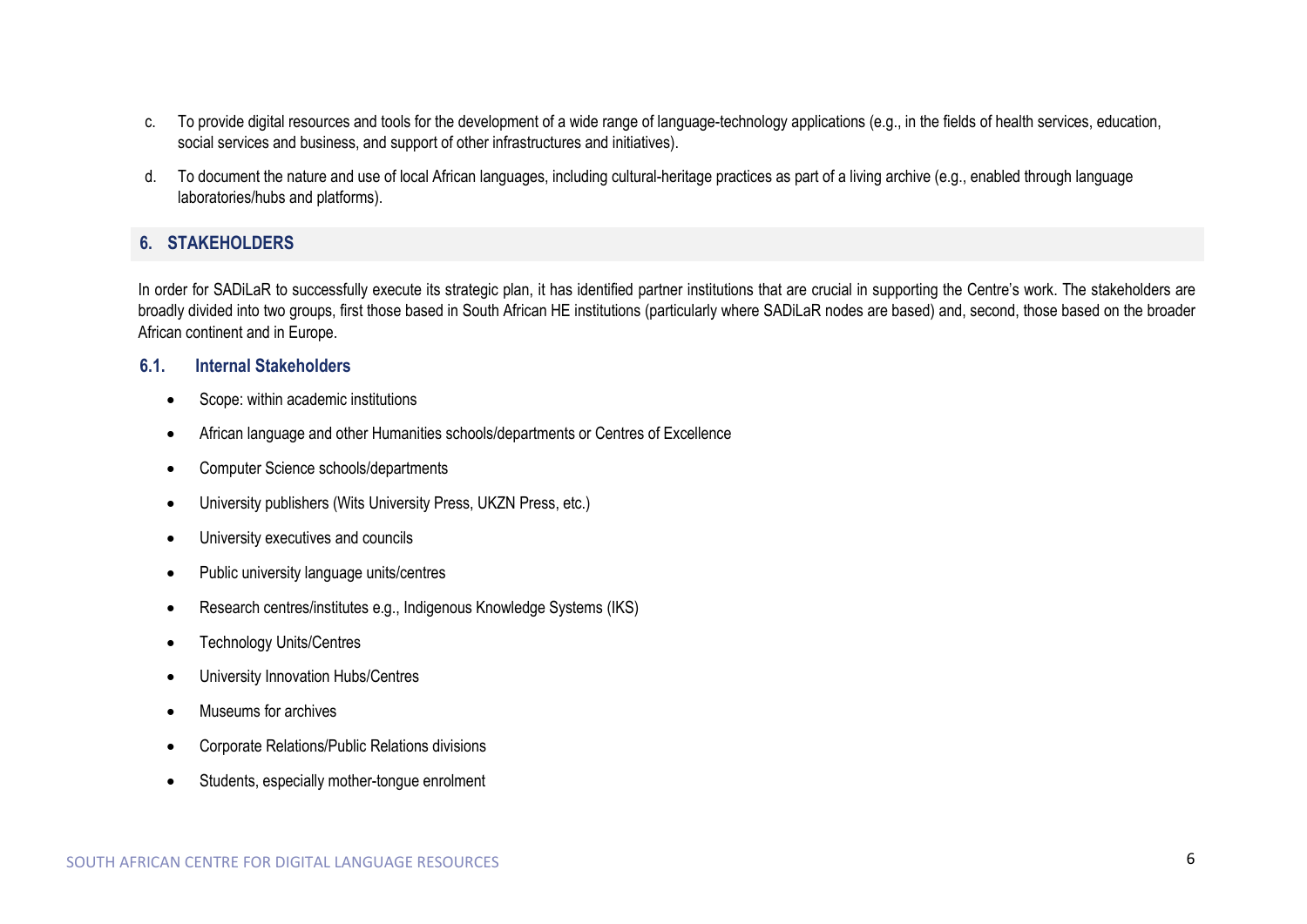c. To provide digital resources and tools for the development of a wide range of language-technology applications (e.g., in the fields of health services, education, social services and business, and support of other infrastructures and initiatives).

d. To document the nature and use of local African languages, including cultural-heritage practices as part of a living archive (e.g., enabled through language laboratories/hubs and platforms).

## 6. STAKEHOLDERS

In order for SADiLaR to successfully execute its strategic plan, it has identified partner institutions that are crucial in supporting the Centre's work. The stakeholders are broadly divided into two groups, first those based in South African HE institutions (particularly where SADiLaR nodes are based) and, second, those based on the broader African continent and in Europe.

### 6.1. Internal Stakeholders

- Scope: within academic institutions
- African language and other Humanities schools/departments or Centres of Excellence
- Computer Science schools/departments
- University publishers (Wits University Press, UKZN Press, etc.)
- University executives and councils
- Public university language units/centres
- Research centres/institutes e.g., Indigenous Knowledge Systems (IKS)
- Technology Units/Centres
- University Innovation Hubs/Centres
- Museums for archives
- Corporate Relations/Public Relations divisions
- Students, especially mother-tongue enrolment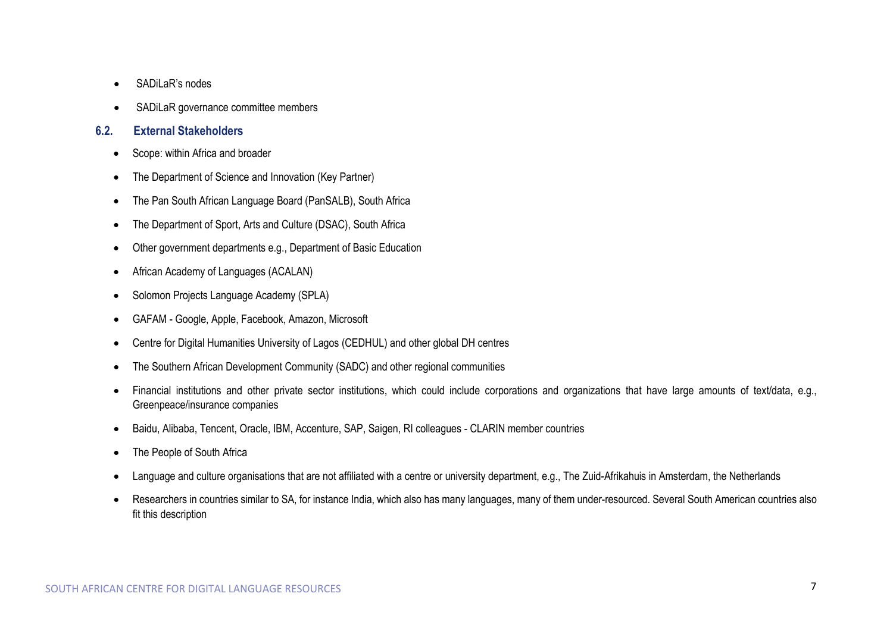- SADiLaR's nodes
- SADiLaR governance committee members

### 6.2. External Stakeholders

- Scope: within Africa and broader
- The Department of Science and Innovation (Key Partner)
- The Pan South African Language Board (PanSALB), South Africa
- The Department of Sport, Arts and Culture (DSAC), South Africa
- Other government departments e.g., Department of Basic Education
- African Academy of Languages (ACALAN)
- Solomon Projects Language Academy (SPLA)
- GAFAM - Google, Apple, Facebook, Amazon, Microsoft
- Centre for Digital Humanities University of Lagos (CEDHUL) and other global DH centres
- The Southern African Development Community (SADC) and other regional communities
- Financial institutions and other private sector institutions, which could include corporations and organizations that have large amounts of text/data, e.g., Greenpeace/insurance companies
- Baidu, Alibaba, Tencent, Oracle, IBM, Accenture, SAP, Saigen, RI colleagues - CLARIN member countries
- The People of South Africa
- Language and culture organisations that are not affiliated with a centre or university department, e.g., The Zuid-Afrikahuis in Amsterdam, the Netherlands
- Researchers in countries similar to SA, for instance India, which also has many languages, many of them under-resourced. Several South American countries also fit this description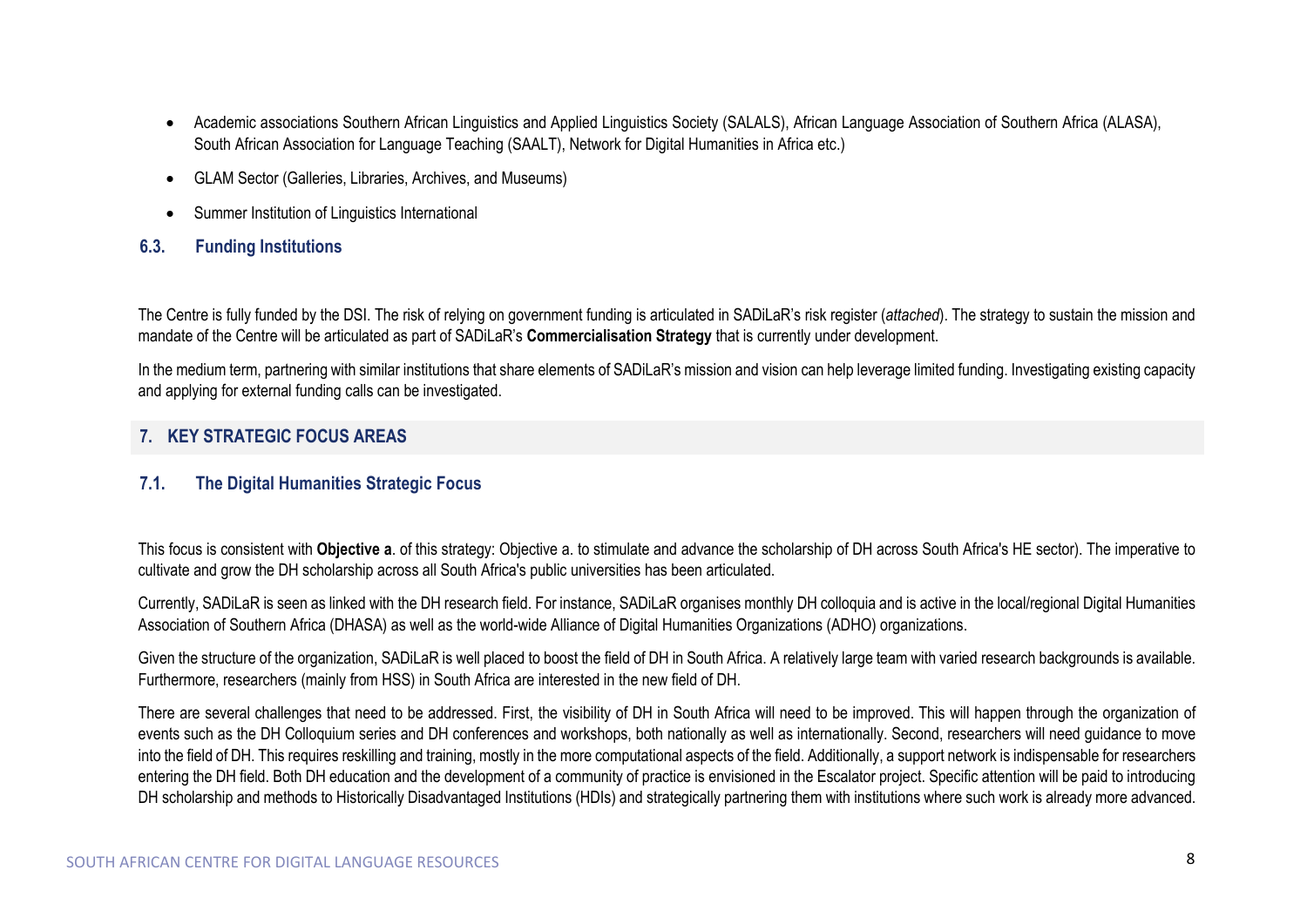- Academic associations Southern African Linguistics and Applied Linguistics Society (SALALS), African Language Association of Southern Africa (ALASA), South African Association for Language Teaching (SAALT), Network for Digital Humanities in Africa etc.)
- GLAM Sector (Galleries, Libraries, Archives, and Museums)
- Summer Institution of Linguistics International

### 6.3. Funding Institutions

The Centre is fully funded by the DSI. The risk of relying on government funding is articulated in SADiLaR's risk register (*attached*). The strategy to sustain the mission and mandate of the Centre will be articulated as part of SADiLaR's **Commercialisation Strategy** that is currently under development.

In the medium term, partnering with similar institutions that share elements of SADiLaR's mission and vision can help leverage limited funding. Investigating existing capacity and applying for external funding calls can be investigated.

## 7. KEY STRATEGIC FOCUS AREAS

### 7.1. The Digital Humanities Strategic Focus

This focus is consistent with **Objective a**. of this strategy: Objective a. to stimulate and advance the scholarship of DH across South Africa's HE sector). The imperative to cultivate and grow the DH scholarship across all South Africa's public universities has been articulated.

Currently, SADiLaR is seen as linked with the DH research field. For instance, SADiLaR organises monthly DH colloquia and is active in the local/regional Digital Humanities Association of Southern Africa (DHASA) as well as the world-wide Alliance of Digital Humanities Organizations (ADHO) organizations.

Given the structure of the organization, SADiLaR is well placed to boost the field of DH in South Africa. A relatively large team with varied research backgrounds is available. Furthermore, researchers (mainly from HSS) in South Africa are interested in the new field of DH.

There are several challenges that need to be addressed. First, the visibility of DH in South Africa will need to be improved. This will happen through the organization of events such as the DH Colloquium series and DH conferences and workshops, both nationally as well as internationally. Second, researchers will need guidance to move into the field of DH. This requires reskilling and training, mostly in the more computational aspects of the field. Additionally, a support network is indispensable for researchers entering the DH field. Both DH education and the development of a community of practice is envisioned in the Escalator project. Specific attention will be paid to introducing DH scholarship and methods to Historically Disadvantaged Institutions (HDIs) and strategically partnering them with institutions where such work is already more advanced.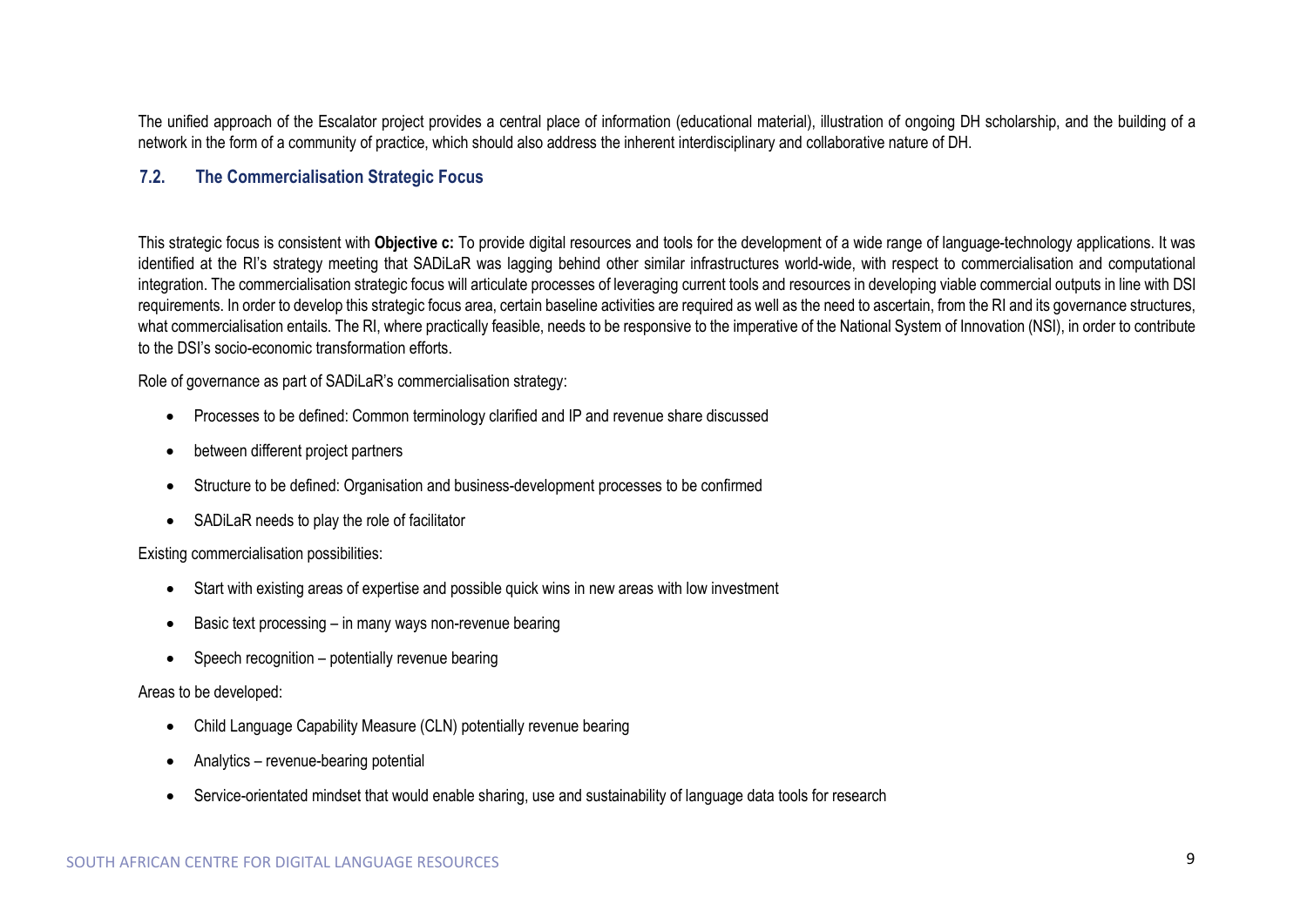The unified approach of the Escalator project provides a central place of information (educational material), illustration of ongoing DH scholarship, and the building of a network in the form of a community of practice, which should also address the inherent interdisciplinary and collaborative nature of DH.

## 7.2. The Commercialisation Strategic Focus

This strategic focus is consistent with **Objective c:** To provide digital resources and tools for the development of a wide range of language-technology applications. It was identified at the RI's strategy meeting that SADiLaR was lagging behind other similar infrastructures world-wide, with respect to commercialisation and computational integration. The commercialisation strategic focus will articulate processes of leveraging current tools and resources in developing viable commercial outputs in line with DSI requirements. In order to develop this strategic focus area, certain baseline activities are required as well as the need to ascertain, from the RI and its governance structures, what commercialisation entails. The RI, where practically feasible, needs to be responsive to the imperative of the National System of Innovation (NSI), in order to contribute to the DSI's socio-economic transformation efforts.

Role of governance as part of SADiLaR's commercialisation strategy:

- Processes to be defined: Common terminology clarified and IP and revenue share discussed
- between different project partners
- Structure to be defined: Organisation and business-development processes to be confirmed
- SADiLaR needs to play the role of facilitator

Existing commercialisation possibilities:

- Start with existing areas of expertise and possible quick wins in new areas with low investment
- Basic text processing – in many ways non-revenue bearing
- Speech recognition – potentially revenue bearing

Areas to be developed:

- Child Language Capability Measure (CLN) potentially revenue bearing
- Analytics – revenue-bearing potential
- Service-orientated mindset that would enable sharing, use and sustainability of language data tools for research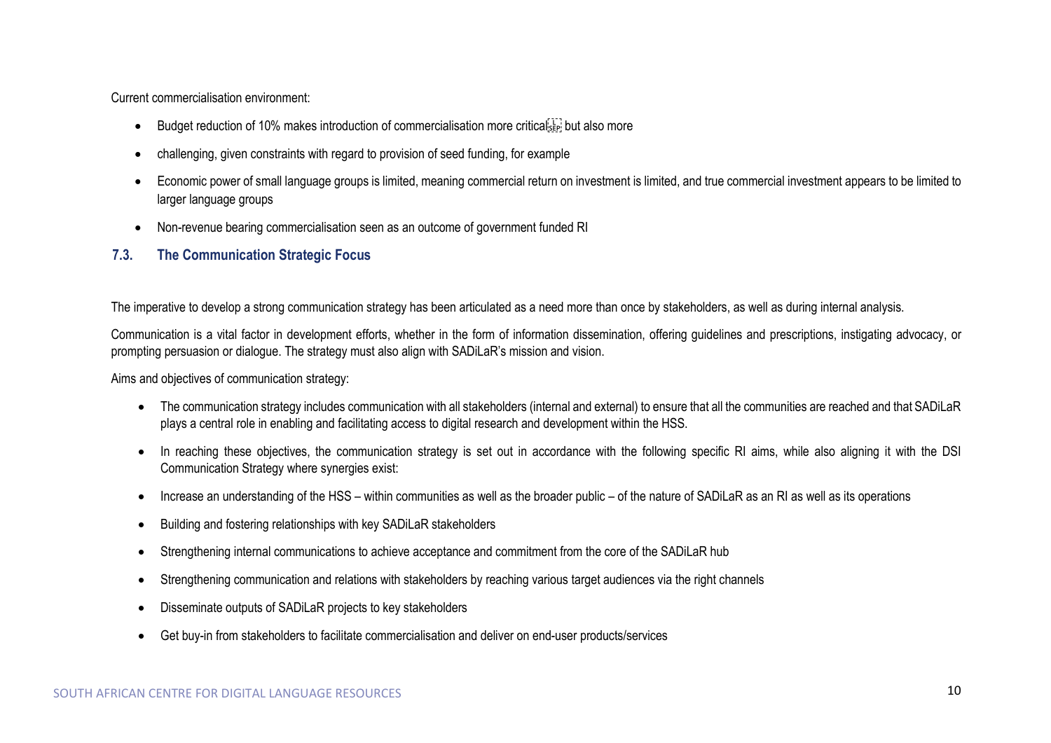Current commercialisation environment:

- Budget reduction of 10% makes introduction of commercialisation more critical but also more
- challenging, given constraints with regard to provision of seed funding, for example
- Economic power of small language groups is limited, meaning commercial return on investment is limited, and true commercial investment appears to be limited to larger language groups
- Non-revenue bearing commercialisation seen as an outcome of government funded RI

### 7.3. The Communication Strategic Focus

The imperative to develop a strong communication strategy has been articulated as a need more than once by stakeholders, as well as during internal analysis.

Communication is a vital factor in development efforts, whether in the form of information dissemination, offering guidelines and prescriptions, instigating advocacy, or prompting persuasion or dialogue. The strategy must also align with SADiLaR's mission and vision.

Aims and objectives of communication strategy:

- The communication strategy includes communication with all stakeholders (internal and external) to ensure that all the communities are reached and that SADiLaR plays a central role in enabling and facilitating access to digital research and development within the HSS.
- In reaching these objectives, the communication strategy is set out in accordance with the following specific RI aims, while also aligning it with the DSI Communication Strategy where synergies exist:
- Increase an understanding of the HSS – within communities as well as the broader public – of the nature of SADiLaR as an RI as well as its operations
- Building and fostering relationships with key SADiLaR stakeholders
- Strengthening internal communications to achieve acceptance and commitment from the core of the SADiLaR hub
- Strengthening communication and relations with stakeholders by reaching various target audiences via the right channels
- Disseminate outputs of SADiLaR projects to key stakeholders
- Get buy-in from stakeholders to facilitate commercialisation and deliver on end-user products/services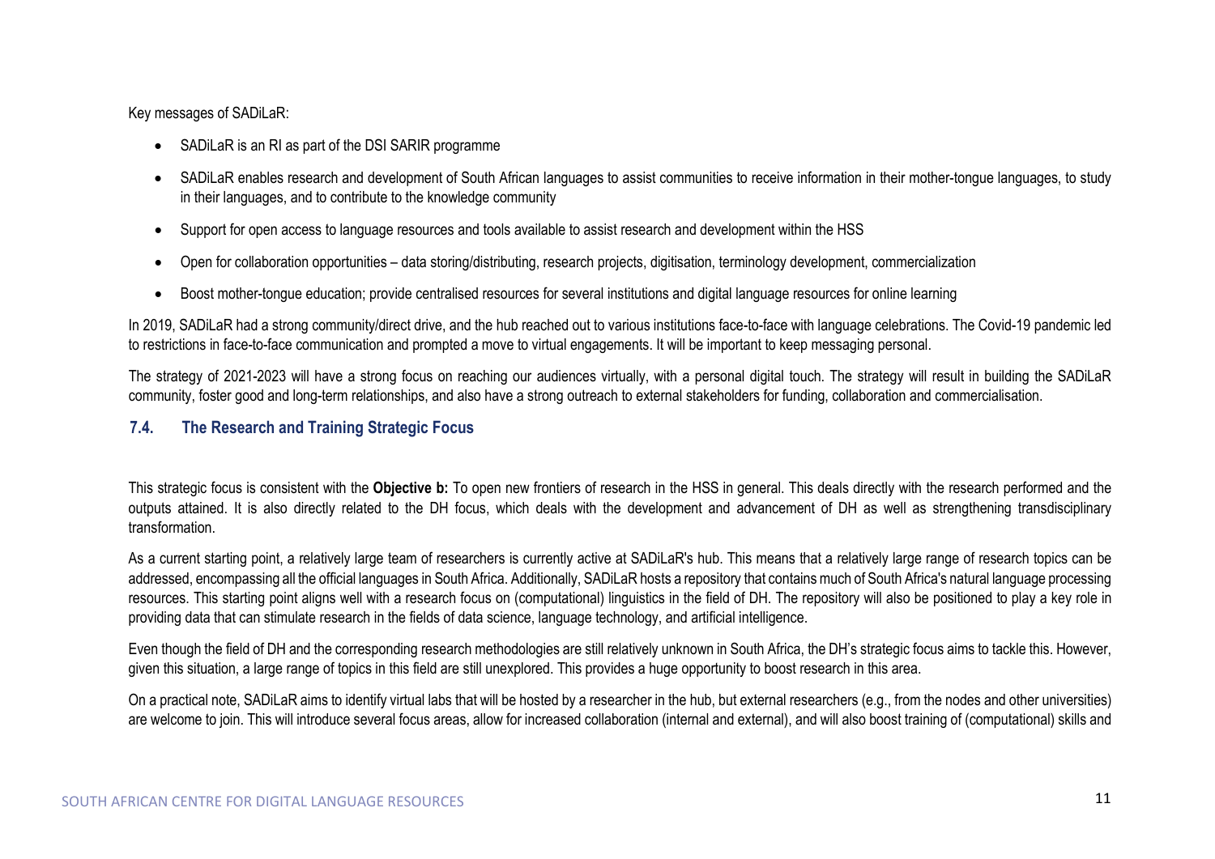Key messages of SADiLaR:

- SADiLaR is an RI as part of the DSI SARIR programme
- SADiLaR enables research and development of South African languages to assist communities to receive information in their mother-tongue languages, to study in their languages, and to contribute to the knowledge community
- Support for open access to language resources and tools available to assist research and development within the HSS
- Open for collaboration opportunities – data storing/distributing, research projects, digitisation, terminology development, commercialization
- Boost mother-tongue education; provide centralised resources for several institutions and digital language resources for online learning

In 2019, SADiLaR had a strong community/direct drive, and the hub reached out to various institutions face-to-face with language celebrations. The Covid-19 pandemic led to restrictions in face-to-face communication and prompted a move to virtual engagements. It will be important to keep messaging personal.

The strategy of 2021-2023 will have a strong focus on reaching our audiences virtually, with a personal digital touch. The strategy will result in building the SADiLaR community, foster good and long-term relationships, and also have a strong outreach to external stakeholders for funding, collaboration and commercialisation.

### 7.4. The Research and Training Strategic Focus

This strategic focus is consistent with the **Objective b:** To open new frontiers of research in the HSS in general. This deals directly with the research performed and the outputs attained. It is also directly related to the DH focus, which deals with the development and advancement of DH as well as strengthening transdisciplinary transformation.

As a current starting point, a relatively large team of researchers is currently active at SADiLaR's hub. This means that a relatively large range of research topics can be addressed, encompassing all the official languages in South Africa. Additionally, SADiLaR hosts a repository that contains much of South Africa's natural language processing resources. This starting point aligns well with a research focus on (computational) linguistics in the field of DH. The repository will also be positioned to play a key role in providing data that can stimulate research in the fields of data science, language technology, and artificial intelligence.

Even though the field of DH and the corresponding research methodologies are still relatively unknown in South Africa, the DH's strategic focus aims to tackle this. However, given this situation, a large range of topics in this field are still unexplored. This provides a huge opportunity to boost research in this area.

On a practical note, SADiLaR aims to identify virtual labs that will be hosted by a researcher in the hub, but external researchers (e.g., from the nodes and other universities) are welcome to join. This will introduce several focus areas, allow for increased collaboration (internal and external), and will also boost training of (computational) skills and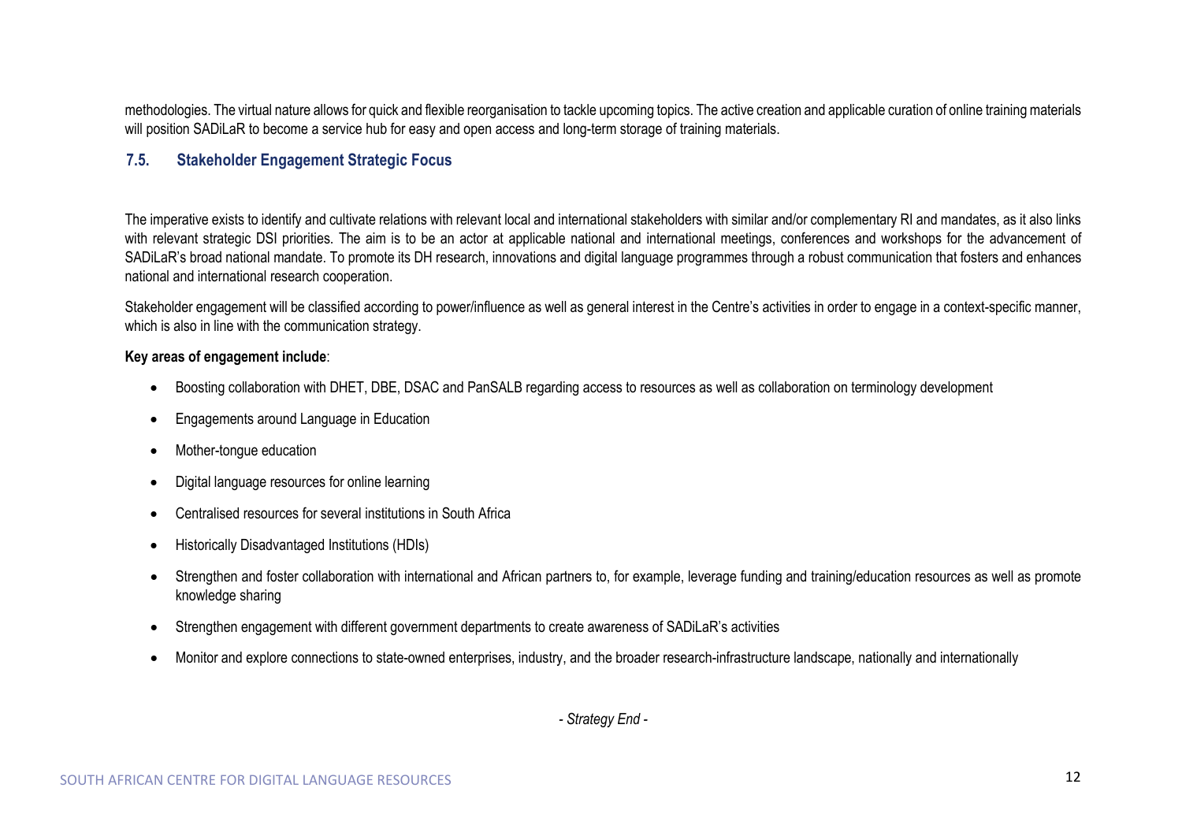methodologies. The virtual nature allows for quick and flexible reorganisation to tackle upcoming topics. The active creation and applicable curation of online training materials will position SADiLaR to become a service hub for easy and open access and long-term storage of training materials.

### 7.5. Stakeholder Engagement Strategic Focus

The imperative exists to identify and cultivate relations with relevant local and international stakeholders with similar and/or complementary RI and mandates, as it also links with relevant strategic DSI priorities. The aim is to be an actor at applicable national and international meetings, conferences and workshops for the advancement of SADiLaR's broad national mandate. To promote its DH research, innovations and digital language programmes through a robust communication that fosters and enhances national and international research cooperation.

Stakeholder engagement will be classified according to power/influence as well as general interest in the Centre's activities in order to engage in a context-specific manner, which is also in line with the communication strategy.

**Key areas of engagement include**:

- Boosting collaboration with DHET, DBE, DSAC and PanSALB regarding access to resources as well as collaboration on terminology development
- Engagements around Language in Education
- Mother-tongue education
- Digital language resources for online learning
- Centralised resources for several institutions in South Africa
- Historically Disadvantaged Institutions (HDIs)
- Strengthen and foster collaboration with international and African partners to, for example, leverage funding and training/education resources as well as promote knowledge sharing
- Strengthen engagement with different government departments to create awareness of SADiLaR's activities
- Monitor and explore connections to state-owned enterprises, industry, and the broader research-infrastructure landscape, nationally and internationally

*- Strategy End -*